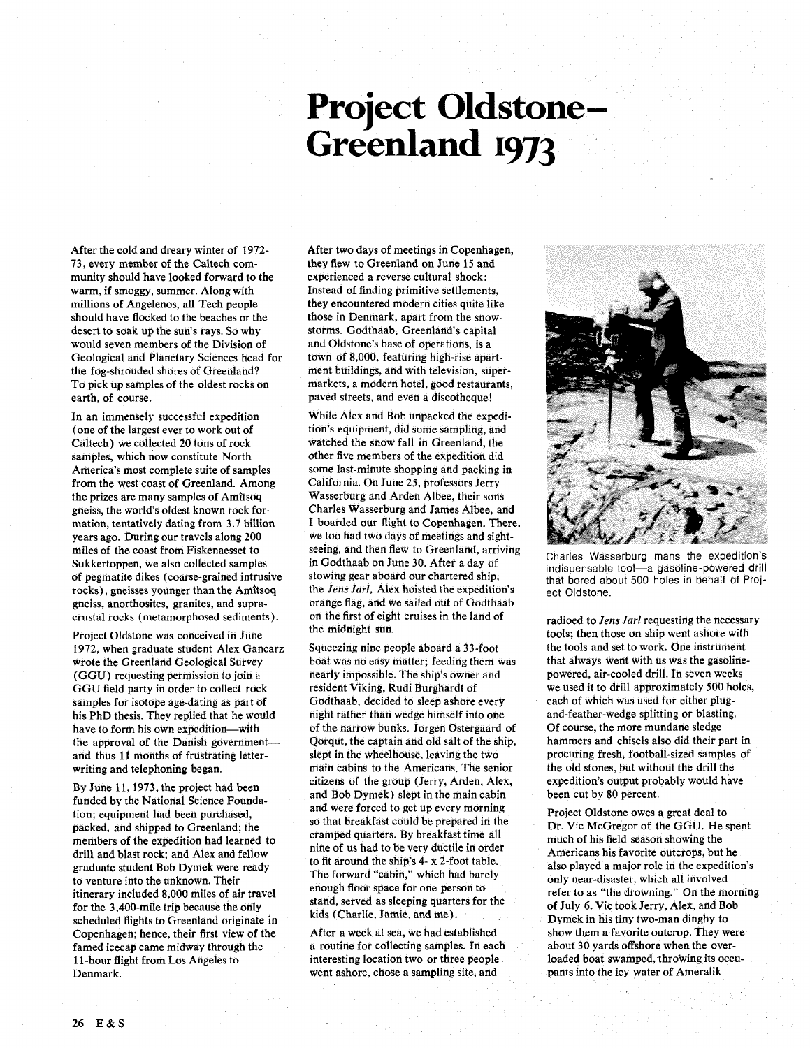# Project Oldstone–Greenland 1973

After the cold and dreary winter of 1972-73, every member of the Caltech community should have looked forward to the warm, if smoggy, summer. Along with millions of Angelenos, all Tech people should have flocked to the beaches or the desert to soak up the sun's rays. So why would seven members of the Division of Geological and Planetary Sciences head for the fog-shrouded shores of Greenland? To pick up samples of the oldest rocks on earth, of course.

In an immensely successful expedition (one of the largest ever to work out of Caltech) we collected 20 tons of rock samples, which now constitute North America's most complete suite of samples from the west coast of Greenland. Among the prizes are many samples of Amîtsoq gneiss, the world's oldest known rock formation, tentatively dating from 3.7 billion years ago. During our travels along 200 miles of the coast from Fiskenaesset to Sukkertoppen, we also collected samples of pegmatite dikes (coarse-grained intrusive rocks), gneisses younger than the Amîtsoq gneiss, anorthosites, granites, and supracrustal rocks (metamorphosed sediments).

Project Oldstone was conceived in June 1972, when graduate student Alex Gancarz wrote the Greenland Geological Survey (GGU) requesting permission to join a GGU field party in order to collect rock samples for isotope age-dating as part of his PhD thesis. They replied that he would have to form his own expedition—with the approval of the Danish government—and thus 11 months of frustrating letter-writing and telephoning began.

By June 11, 1973, the project had been funded by the National Science Foundation; equipment had been purchased, packed, and shipped to Greenland; the members of the expedition had learned to drill and blast rock; and Alex and fellow graduate student Bob Dymek were ready to venture into the unknown. Their itinerary included 8,000 miles of air travel for the 3,400-mile trip because the only scheduled flights to Greenland originate in Copenhagen; hence, their first view of the famed icecap came midway through the 11-hour flight from Los Angeles to Denmark.

After two days of meetings in Copenhagen, they flew to Greenland on June 15 and experienced a reverse cultural shock: Instead of finding primitive settlements, they encountered modern cities quite like those in Denmark, apart from the snowstorms. Godthaab, Greenland's capital and Oldstone's base of operations, is a town of 8,000, featuring high-rise apartment buildings, and with television, supermarkets, a modern hotel, good restaurants, paved streets, and even a discotheque!

While Alex and Bob unpacked the expedition's equipment, did some sampling, and watched the snow fall in Greenland, the other five members of the expedition did some last-minute shopping and packing in California. On June 25, professors Jerry Wasserburg and Arden Albee, their sons Charles Wasserburg and James Albee, and I boarded our flight to Copenhagen. There, we too had two days of meetings and sightseeing, and then flew to Greenland, arriving in Godthaab on June 30. After a day of stowing gear aboard our chartered ship, the *Jens Jarl*, Alex hoisted the expedition's orange flag, and we sailed out of Godthaab on the first of eight cruises in the land of the midnight sun.

Squeezing nine people aboard a 33-foot boat was no easy matter; feeding them was nearly impossible. The ship's owner and resident Viking, Rudi Burghardt of Godthaab, decided to sleep ashore every night rather than wedge himself into one of the narrow bunks. Jorgen Ostergaard of Qorqut, the captain and old salt of the ship, slept in the wheelhouse, leaving the two main cabins to the Americans. The senior citizens of the group (Jerry, Arden, Alex, and Bob Dymek) slept in the main cabin and were forced to get up every morning so that breakfast could be prepared in the cramped quarters. By breakfast time all nine of us had to be very ductile in order to fit around the ship's 4- x 2-foot table. The forward "cabin," which had barely enough floor space for one person to stand, served as sleeping quarters for the kids (Charlie, Jamie, and me).

After a week at sea, we had established a routine for collecting samples. In each interesting location two or three people went ashore, chose a sampling site, and radioed to *Jens Jarl* requesting the necessary tools; then those on ship went ashore with the tools and set to work. One instrument that always went with us was the gasoline-powered, air-cooled drill. In seven weeks we used it to drill approximately 500 holes, each of which was used for either plug-and-feather-wedge splitting or blasting. Of course, the more mundane sledge hammers and chisels also did their part in procuring fresh, football-sized samples of the old stones, but without the drill the expedition's output probably would have been cut by 80 percent.

Charles Wasserburg mans the expedition's indispensable tool—a gasoline-powered drill that bored about 500 holes in behalf of Project Oldstone.

Project Oldstone owes a great deal to Dr. Vic McGregor of the GGU. He spent much of his field season showing the Americans his favorite outcrops, but he also played a major role in the expedition's only near-disaster, which all involved refer to as "the drowning." On the morning of July 6. Vic took Jerry, Alex, and Bob Dymek in his tiny two-man dinghy to show them a favorite outcrop. They were about 30 yards offshore when the overloaded boat swamped, throwing its occupants into the icy water of Ameralik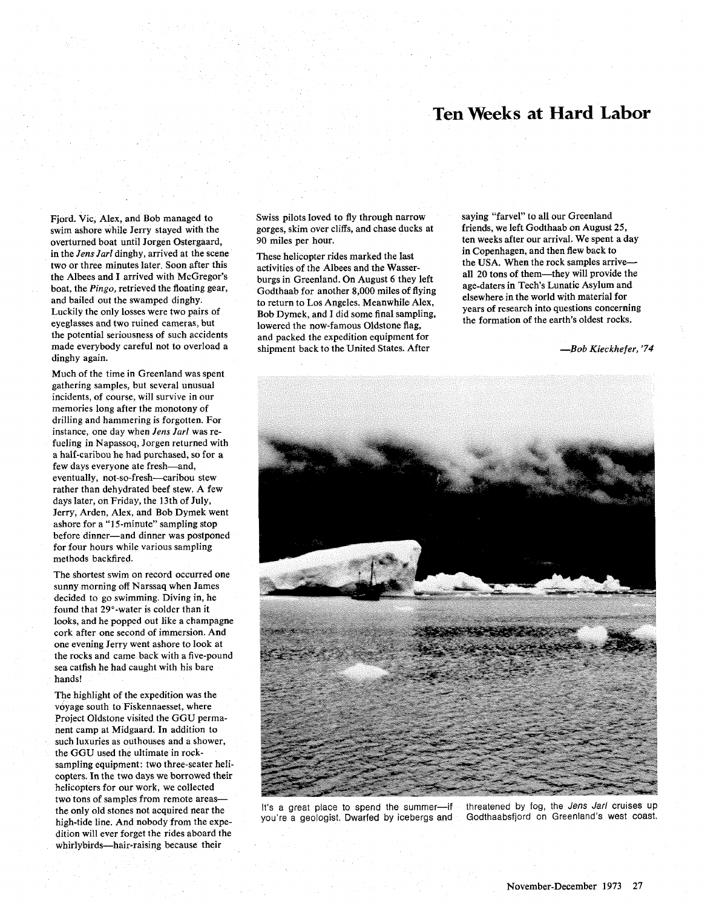# Ten Weeks at Hard Labor

Fjord. Vic, Alex, and Bob managed to swim ashore while Jerry stayed with the overturned boat until Jorgen Ostergaard, in the *Jens Jarl* dinghy, arrived at the scene two or three minutes later. Soon after this the Albees and I arrived with McGregor's boat, the *Pingo*, retrieved the floating gear, and bailed out the swamped dinghy. Luckily the only losses were two pairs of eyeglasses and two ruined cameras, but the potential seriousness of such accidents made everybody careful not to overload a dinghy again.

Much of the time in Greenland was spent gathering samples, but several unusual incidents, of course, will survive in our memories long after the monotony of drilling and hammering is forgotten. For instance, one day when *Jens Jarl* was refueling in Napassoq, Jorgen returned with a half-caribou he had purchased, so for a few days everyone ate fresh—and, eventually, not-so-fresh—caribou stew rather than dehydrated beef stew. A few days later, on Friday, the 13th of July, Jerry, Arden, Alex, and Bob Dymek went ashore for a "15-minute" sampling stop before dinner—and dinner was postponed for four hours while various sampling methods backfired.

The shortest swim on record occurred one sunny morning off Narssaq when James decided to go swimming. Diving in, he found that 29°-water is colder than it looks, and he popped out like a champagne cork after one second of immersion. And one evening Jerry went ashore to look at the rocks and came back with a five-pound sea catfish he had caught with his bare hands!

The highlight of the expedition was the voyage south to Fiskennaesset, where Project Oldstone visited the GGU permanent camp at Midgaard. In addition to such luxuries as outhouses and a shower, the GGU used the ultimate in rock-sampling equipment: two three-seater helicopters. In the two days we borrowed their helicopters for our work, we collected two tons of samples from remote areas—the only old stones not acquired near the high-tide line. And nobody from the expedition will ever forget the rides aboard the whirlybirds—hair-raising because their Swiss pilots loved to fly through narrow gorges, skim over cliffs, and chase ducks at 90 miles per hour.

These helicopter rides marked the last activities of the Albees and the Wasserburgs in Greenland. On August 6 they left Godthaab for another 8,000 miles of flying to return to Los Angeles. Meanwhile Alex, Bob Dymek, and I did some final sampling, lowered the now-famous Oldstone flag, and packed the expedition equipment for shipment back to the United States. After saying "farvel" to all our Greenland friends, we left Godthaab on August 25, ten weeks after our arrival. We spent a day in Copenhagen, and then flew back to the USA. When the rock samples arrive—all 20 tons of them—they will provide the age-daters in Tech's Lunatic Asylum and elsewhere in the world with material for years of research into questions concerning the formation of the earth's oldest rocks.

*—Bob Kieckhefer, '74*

It's a great place to spend the summer—if you're a geologist. Dwarfed by icebergs and threatened by fog, the *Jens Jarl* cruises up Godthaabsfjord on Greenland's west coast.